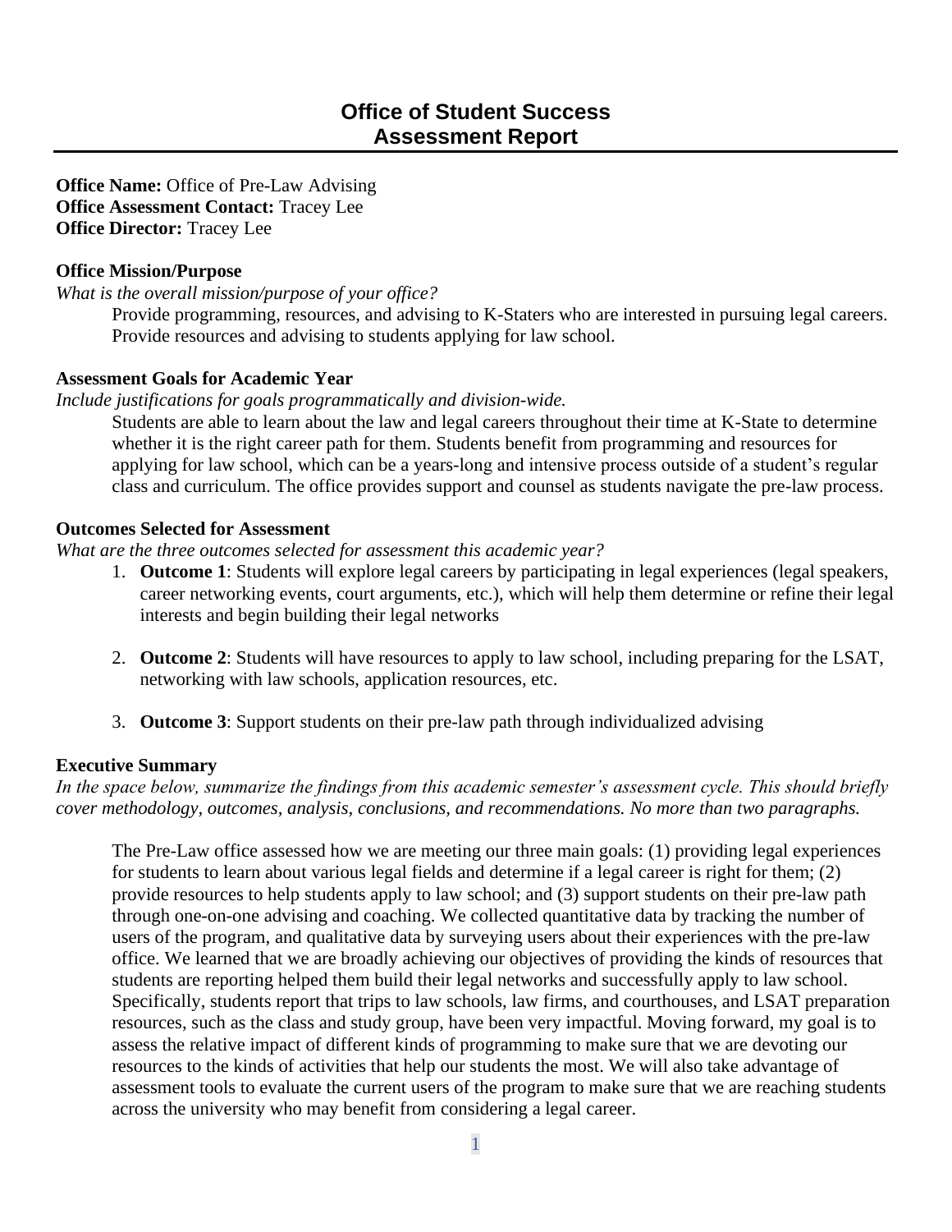# Office of Student Success
# Assessment Report

**Office Name:** Office of Pre-Law Advising
**Office Assessment Contact:** Tracey Lee
**Office Director:** Tracey Lee

**Office Mission/Purpose**

*What is the overall mission/purpose of your office?*

Provide programming, resources, and advising to K-Staters who are interested in pursuing legal careers. Provide resources and advising to students applying for law school.

**Assessment Goals for Academic Year**

*Include justifications for goals programmatically and division-wide.*

Students are able to learn about the law and legal careers throughout their time at K-State to determine whether it is the right career path for them. Students benefit from programming and resources for applying for law school, which can be a years-long and intensive process outside of a student's regular class and curriculum. The office provides support and counsel as students navigate the pre-law process.

**Outcomes Selected for Assessment**

*What are the three outcomes selected for assessment this academic year?*

1. **Outcome 1**: Students will explore legal careers by participating in legal experiences (legal speakers, career networking events, court arguments, etc.), which will help them determine or refine their legal interests and begin building their legal networks

2. **Outcome 2**: Students will have resources to apply to law school, including preparing for the LSAT, networking with law schools, application resources, etc.

3. **Outcome 3**: Support students on their pre-law path through individualized advising

**Executive Summary**

*In the space below, summarize the findings from this academic semester's assessment cycle. This should briefly cover methodology, outcomes, analysis, conclusions, and recommendations. No more than two paragraphs.*

The Pre-Law office assessed how we are meeting our three main goals: (1) providing legal experiences for students to learn about various legal fields and determine if a legal career is right for them; (2) provide resources to help students apply to law school; and (3) support students on their pre-law path through one-on-one advising and coaching. We collected quantitative data by tracking the number of users of the program, and qualitative data by surveying users about their experiences with the pre-law office. We learned that we are broadly achieving our objectives of providing the kinds of resources that students are reporting helped them build their legal networks and successfully apply to law school. Specifically, students report that trips to law schools, law firms, and courthouses, and LSAT preparation resources, such as the class and study group, have been very impactful. Moving forward, my goal is to assess the relative impact of different kinds of programming to make sure that we are devoting our resources to the kinds of activities that help our students the most. We will also take advantage of assessment tools to evaluate the current users of the program to make sure that we are reaching students across the university who may benefit from considering a legal career.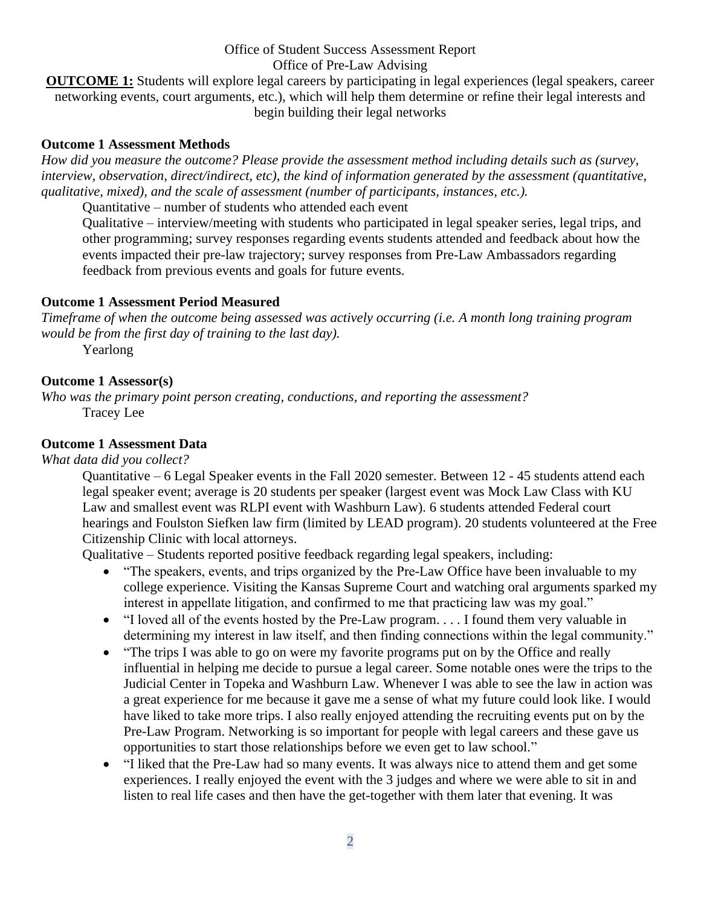Office of Student Success Assessment Report

Office of Pre-Law Advising

**OUTCOME 1:** Students will explore legal careers by participating in legal experiences (legal speakers, career networking events, court arguments, etc.), which will help them determine or refine their legal interests and begin building their legal networks

**Outcome 1 Assessment Methods**

*How did you measure the outcome? Please provide the assessment method including details such as (survey, interview, observation, direct/indirect, etc), the kind of information generated by the assessment (quantitative, qualitative, mixed), and the scale of assessment (number of participants, instances, etc.).*

Quantitative – number of students who attended each event

Qualitative – interview/meeting with students who participated in legal speaker series, legal trips, and other programming; survey responses regarding events students attended and feedback about how the events impacted their pre-law trajectory; survey responses from Pre-Law Ambassadors regarding feedback from previous events and goals for future events.

**Outcome 1 Assessment Period Measured**

*Timeframe of when the outcome being assessed was actively occurring (i.e. A month long training program would be from the first day of training to the last day).*

Yearlong

**Outcome 1 Assessor(s)**

*Who was the primary point person creating, conductions, and reporting the assessment?*

Tracey Lee

**Outcome 1 Assessment Data**

*What data did you collect?*

Quantitative – 6 Legal Speaker events in the Fall 2020 semester. Between 12 - 45 students attend each legal speaker event; average is 20 students per speaker (largest event was Mock Law Class with KU Law and smallest event was RLPI event with Washburn Law). 6 students attended Federal court hearings and Foulston Siefken law firm (limited by LEAD program). 20 students volunteered at the Free Citizenship Clinic with local attorneys.

Qualitative – Students reported positive feedback regarding legal speakers, including:

- "The speakers, events, and trips organized by the Pre-Law Office have been invaluable to my college experience. Visiting the Kansas Supreme Court and watching oral arguments sparked my interest in appellate litigation, and confirmed to me that practicing law was my goal."
- "I loved all of the events hosted by the Pre-Law program. . . . I found them very valuable in determining my interest in law itself, and then finding connections within the legal community."
- "The trips I was able to go on were my favorite programs put on by the Office and really influential in helping me decide to pursue a legal career. Some notable ones were the trips to the Judicial Center in Topeka and Washburn Law. Whenever I was able to see the law in action was a great experience for me because it gave me a sense of what my future could look like. I would have liked to take more trips. I also really enjoyed attending the recruiting events put on by the Pre-Law Program. Networking is so important for people with legal careers and these gave us opportunities to start those relationships before we even get to law school."
- "I liked that the Pre-Law had so many events. It was always nice to attend them and get some experiences. I really enjoyed the event with the 3 judges and where we were able to sit in and listen to real life cases and then have the get-together with them later that evening. It was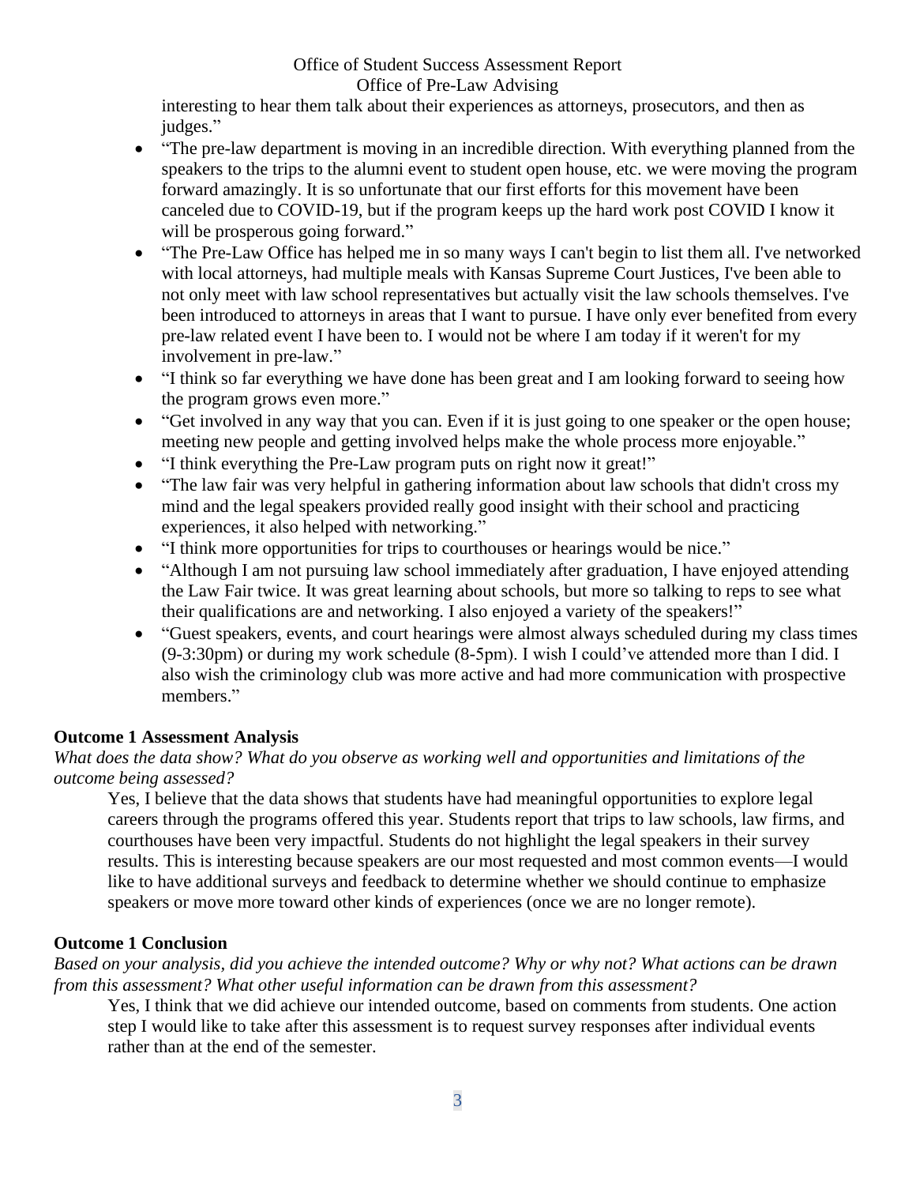interesting to hear them talk about their experiences as attorneys, prosecutors, and then as judges."

- "The pre-law department is moving in an incredible direction. With everything planned from the speakers to the trips to the alumni event to student open house, etc. we were moving the program forward amazingly. It is so unfortunate that our first efforts for this movement have been canceled due to COVID-19, but if the program keeps up the hard work post COVID I know it will be prosperous going forward."
- "The Pre-Law Office has helped me in so many ways I can't begin to list them all. I've networked with local attorneys, had multiple meals with Kansas Supreme Court Justices, I've been able to not only meet with law school representatives but actually visit the law schools themselves. I've been introduced to attorneys in areas that I want to pursue. I have only ever benefited from every pre-law related event I have been to. I would not be where I am today if it weren't for my involvement in pre-law."
- "I think so far everything we have done has been great and I am looking forward to seeing how the program grows even more."
- "Get involved in any way that you can. Even if it is just going to one speaker or the open house; meeting new people and getting involved helps make the whole process more enjoyable."
- "I think everything the Pre-Law program puts on right now it great!"
- "The law fair was very helpful in gathering information about law schools that didn't cross my mind and the legal speakers provided really good insight with their school and practicing experiences, it also helped with networking."
- "I think more opportunities for trips to courthouses or hearings would be nice."
- "Although I am not pursuing law school immediately after graduation, I have enjoyed attending the Law Fair twice. It was great learning about schools, but more so talking to reps to see what their qualifications are and networking. I also enjoyed a variety of the speakers!"
- "Guest speakers, events, and court hearings were almost always scheduled during my class times (9-3:30pm) or during my work schedule (8-5pm). I wish I could've attended more than I did. I also wish the criminology club was more active and had more communication with prospective members."

**Outcome 1 Assessment Analysis**

*What does the data show? What do you observe as working well and opportunities and limitations of the outcome being assessed?*

Yes, I believe that the data shows that students have had meaningful opportunities to explore legal careers through the programs offered this year. Students report that trips to law schools, law firms, and courthouses have been very impactful. Students do not highlight the legal speakers in their survey results. This is interesting because speakers are our most requested and most common events—I would like to have additional surveys and feedback to determine whether we should continue to emphasize speakers or move more toward other kinds of experiences (once we are no longer remote).

**Outcome 1 Conclusion**

*Based on your analysis, did you achieve the intended outcome? Why or why not? What actions can be drawn from this assessment? What other useful information can be drawn from this assessment?*

Yes, I think that we did achieve our intended outcome, based on comments from students. One action step I would like to take after this assessment is to request survey responses after individual events rather than at the end of the semester.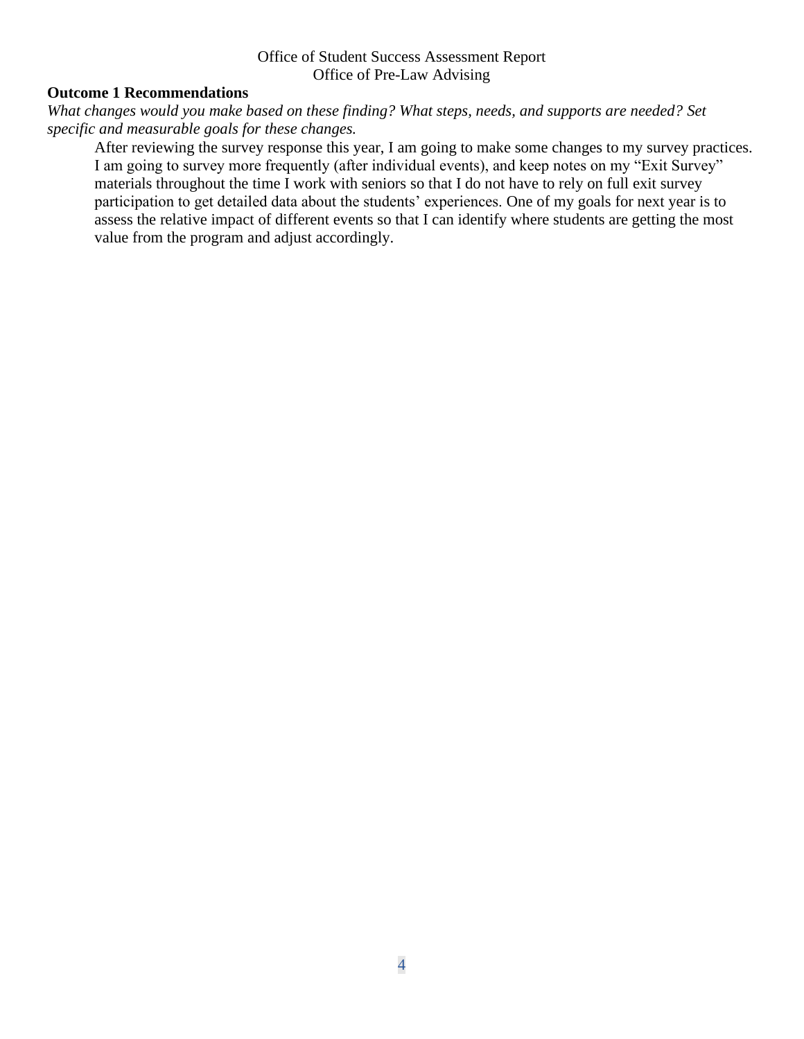**Outcome 1 Recommendations**

*What changes would you make based on these finding? What steps, needs, and supports are needed? Set specific and measurable goals for these changes.*

After reviewing the survey response this year, I am going to make some changes to my survey practices. I am going to survey more frequently (after individual events), and keep notes on my "Exit Survey" materials throughout the time I work with seniors so that I do not have to rely on full exit survey participation to get detailed data about the students' experiences. One of my goals for next year is to assess the relative impact of different events so that I can identify where students are getting the most value from the program and adjust accordingly.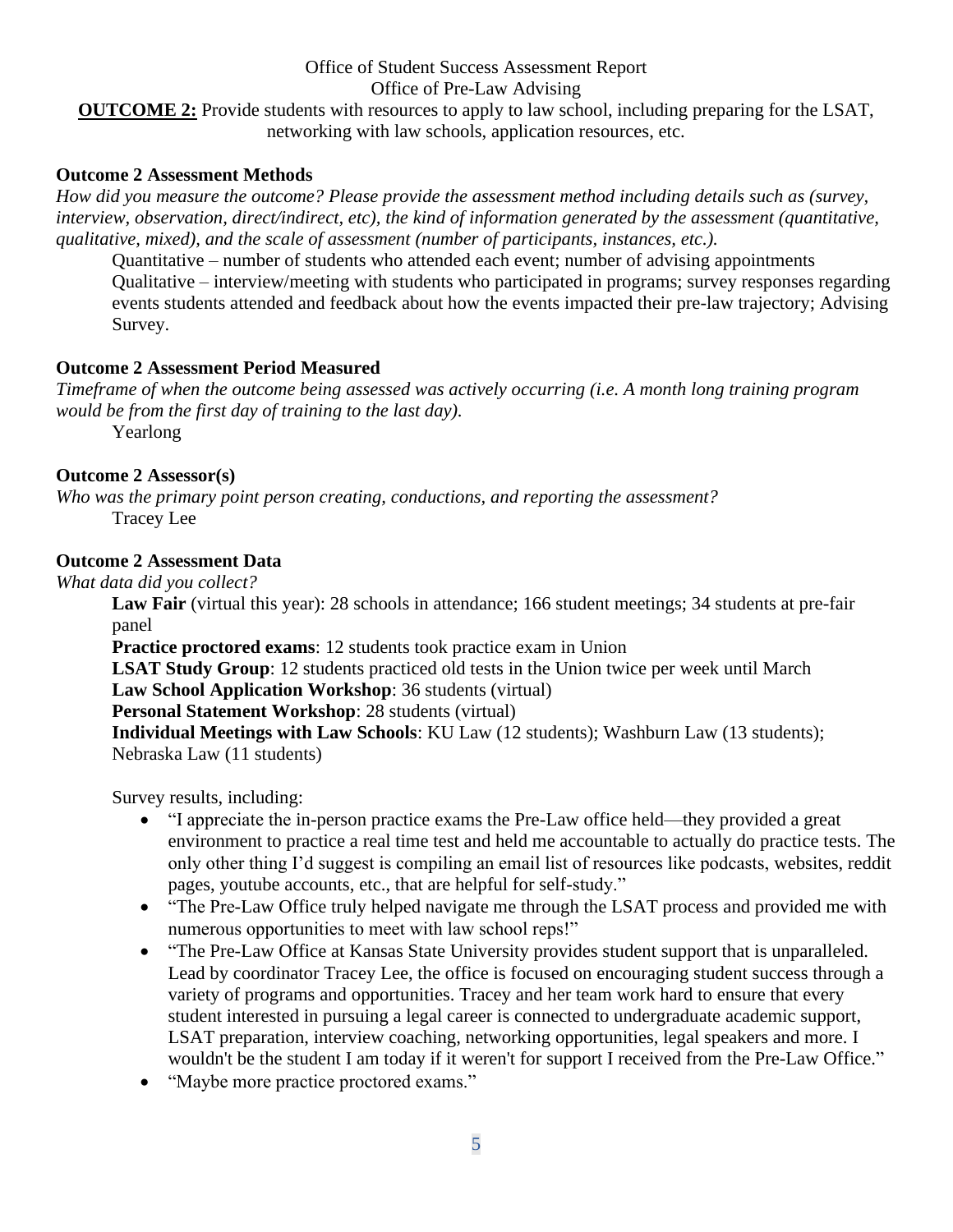Office of Student Success Assessment Report
Office of Pre-Law Advising

**OUTCOME 2:** Provide students with resources to apply to law school, including preparing for the LSAT, networking with law schools, application resources, etc.

**Outcome 2 Assessment Methods**

*How did you measure the outcome? Please provide the assessment method including details such as (survey, interview, observation, direct/indirect, etc), the kind of information generated by the assessment (quantitative, qualitative, mixed), and the scale of assessment (number of participants, instances, etc.).*

Quantitative – number of students who attended each event; number of advising appointments
Qualitative – interview/meeting with students who participated in programs; survey responses regarding events students attended and feedback about how the events impacted their pre-law trajectory; Advising Survey.

**Outcome 2 Assessment Period Measured**

*Timeframe of when the outcome being assessed was actively occurring (i.e. A month long training program would be from the first day of training to the last day).*

Yearlong

**Outcome 2 Assessor(s)**

*Who was the primary point person creating, conductions, and reporting the assessment?*

Tracey Lee

**Outcome 2 Assessment Data**

*What data did you collect?*

**Law Fair** (virtual this year): 28 schools in attendance; 166 student meetings; 34 students at pre-fair panel
**Practice proctored exams**: 12 students took practice exam in Union
**LSAT Study Group**: 12 students practiced old tests in the Union twice per week until March
**Law School Application Workshop**: 36 students (virtual)
**Personal Statement Workshop**: 28 students (virtual)
**Individual Meetings with Law Schools**: KU Law (12 students); Washburn Law (13 students); Nebraska Law (11 students)

Survey results, including:

- "I appreciate the in-person practice exams the Pre-Law office held—they provided a great environment to practice a real time test and held me accountable to actually do practice tests. The only other thing I'd suggest is compiling an email list of resources like podcasts, websites, reddit pages, youtube accounts, etc., that are helpful for self-study."
- "The Pre-Law Office truly helped navigate me through the LSAT process and provided me with numerous opportunities to meet with law school reps!"
- "The Pre-Law Office at Kansas State University provides student support that is unparalleled. Lead by coordinator Tracey Lee, the office is focused on encouraging student success through a variety of programs and opportunities. Tracey and her team work hard to ensure that every student interested in pursuing a legal career is connected to undergraduate academic support, LSAT preparation, interview coaching, networking opportunities, legal speakers and more. I wouldn't be the student I am today if it weren't for support I received from the Pre-Law Office."
- "Maybe more practice proctored exams."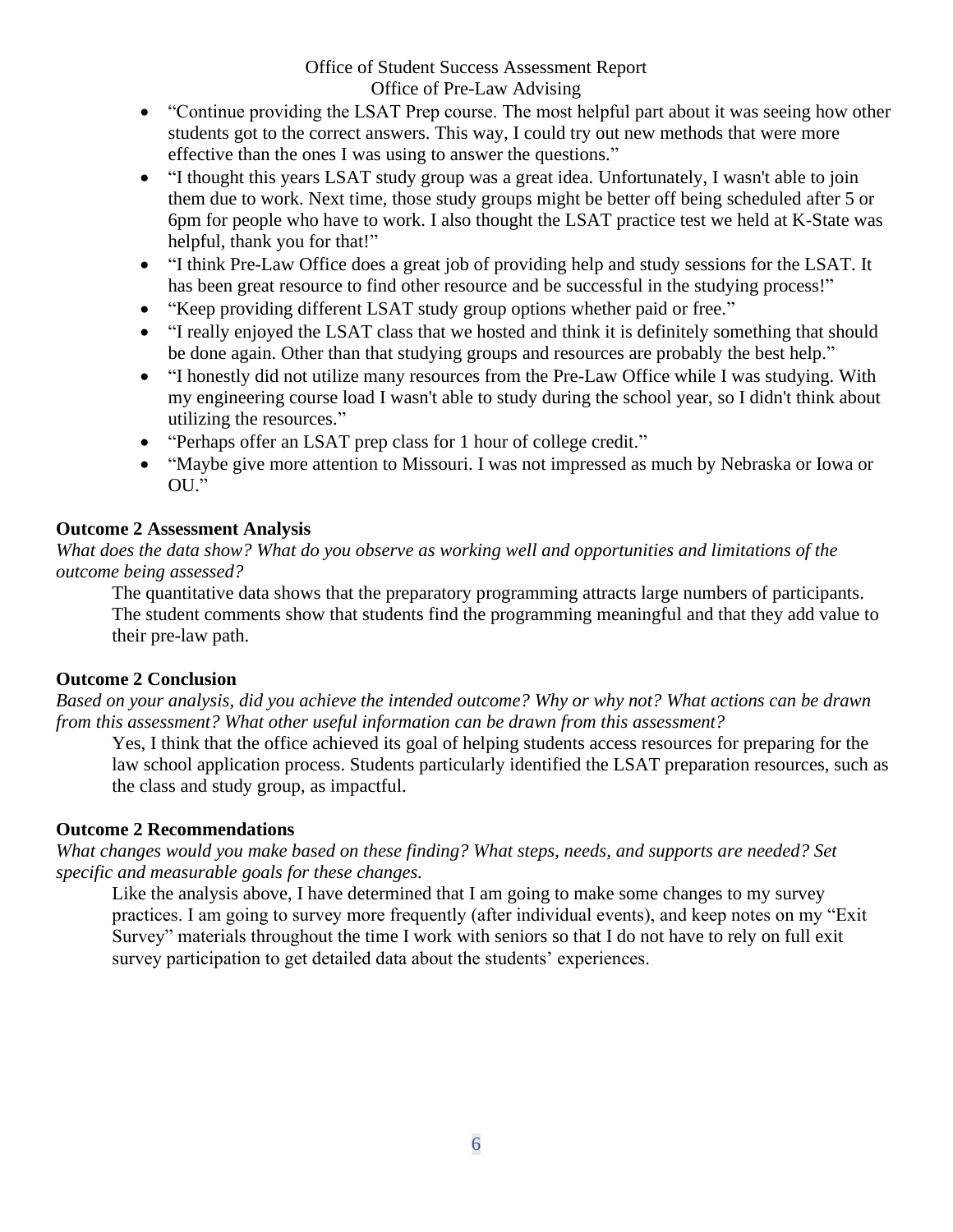- “Continue providing the LSAT Prep course. The most helpful part about it was seeing how other students got to the correct answers. This way, I could try out new methods that were more effective than the ones I was using to answer the questions.”
- “I thought this years LSAT study group was a great idea. Unfortunately, I wasn't able to join them due to work. Next time, those study groups might be better off being scheduled after 5 or 6pm for people who have to work. I also thought the LSAT practice test we held at K-State was helpful, thank you for that!”
- “I think Pre-Law Office does a great job of providing help and study sessions for the LSAT. It has been great resource to find other resource and be successful in the studying process!”
- “Keep providing different LSAT study group options whether paid or free.”
- “I really enjoyed the LSAT class that we hosted and think it is definitely something that should be done again. Other than that studying groups and resources are probably the best help.”
- “I honestly did not utilize many resources from the Pre-Law Office while I was studying. With my engineering course load I wasn't able to study during the school year, so I didn't think about utilizing the resources.”
- “Perhaps offer an LSAT prep class for 1 hour of college credit.”
- “Maybe give more attention to Missouri. I was not impressed as much by Nebraska or Iowa or OU.”

**Outcome 2 Assessment Analysis**

*What does the data show? What do you observe as working well and opportunities and limitations of the outcome being assessed?*

The quantitative data shows that the preparatory programming attracts large numbers of participants. The student comments show that students find the programming meaningful and that they add value to their pre-law path.

**Outcome 2 Conclusion**

*Based on your analysis, did you achieve the intended outcome? Why or why not? What actions can be drawn from this assessment? What other useful information can be drawn from this assessment?*

Yes, I think that the office achieved its goal of helping students access resources for preparing for the law school application process. Students particularly identified the LSAT preparation resources, such as the class and study group, as impactful.

**Outcome 2 Recommendations**

*What changes would you make based on these finding? What steps, needs, and supports are needed? Set specific and measurable goals for these changes.*

Like the analysis above, I have determined that I am going to make some changes to my survey practices. I am going to survey more frequently (after individual events), and keep notes on my “Exit Survey” materials throughout the time I work with seniors so that I do not have to rely on full exit survey participation to get detailed data about the students’ experiences.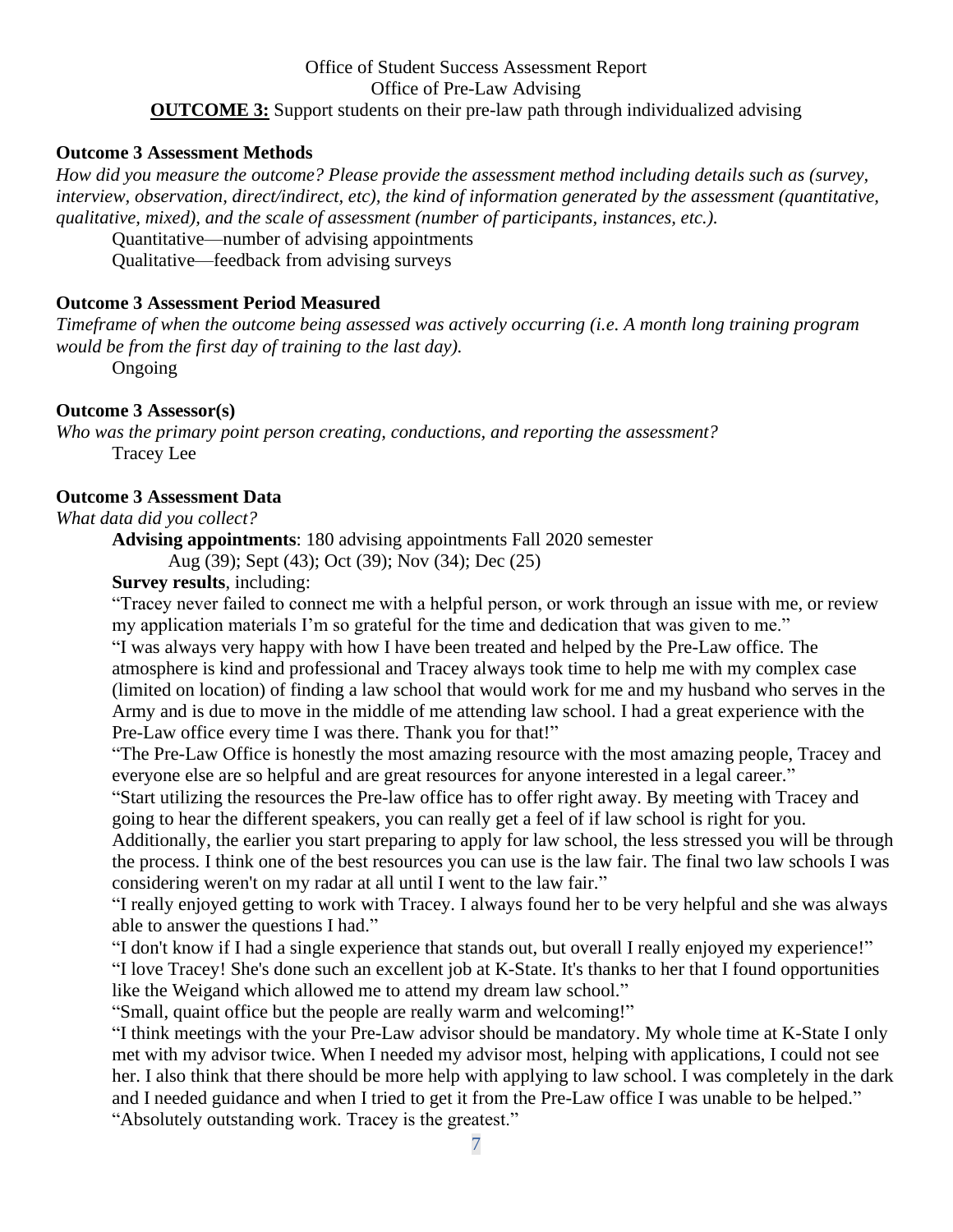Office of Student Success Assessment Report
Office of Pre-Law Advising
**OUTCOME 3:** Support students on their pre-law path through individualized advising

**Outcome 3 Assessment Methods**

*How did you measure the outcome? Please provide the assessment method including details such as (survey, interview, observation, direct/indirect, etc), the kind of information generated by the assessment (quantitative, qualitative, mixed), and the scale of assessment (number of participants, instances, etc.).*

Quantitative—number of advising appointments
Qualitative—feedback from advising surveys

**Outcome 3 Assessment Period Measured**

*Timeframe of when the outcome being assessed was actively occurring (i.e. A month long training program would be from the first day of training to the last day).*

Ongoing

**Outcome 3 Assessor(s)**

*Who was the primary point person creating, conductions, and reporting the assessment?*

Tracey Lee

**Outcome 3 Assessment Data**

*What data did you collect?*

**Advising appointments**: 180 advising appointments Fall 2020 semester
Aug (39); Sept (43); Oct (39); Nov (34); Dec (25)

**Survey results**, including:

"Tracey never failed to connect me with a helpful person, or work through an issue with me, or review my application materials I'm so grateful for the time and dedication that was given to me."

"I was always very happy with how I have been treated and helped by the Pre-Law office. The atmosphere is kind and professional and Tracey always took time to help me with my complex case (limited on location) of finding a law school that would work for me and my husband who serves in the Army and is due to move in the middle of me attending law school. I had a great experience with the Pre-Law office every time I was there. Thank you for that!"

"The Pre-Law Office is honestly the most amazing resource with the most amazing people, Tracey and everyone else are so helpful and are great resources for anyone interested in a legal career."

"Start utilizing the resources the Pre-law office has to offer right away. By meeting with Tracey and going to hear the different speakers, you can really get a feel of if law school is right for you. Additionally, the earlier you start preparing to apply for law school, the less stressed you will be through the process. I think one of the best resources you can use is the law fair. The final two law schools I was considering weren't on my radar at all until I went to the law fair."

"I really enjoyed getting to work with Tracey. I always found her to be very helpful and she was always able to answer the questions I had."

"I don't know if I had a single experience that stands out, but overall I really enjoyed my experience!"

"I love Tracey! She's done such an excellent job at K-State. It's thanks to her that I found opportunities like the Weigand which allowed me to attend my dream law school."

"Small, quaint office but the people are really warm and welcoming!"

"I think meetings with the your Pre-Law advisor should be mandatory. My whole time at K-State I only met with my advisor twice. When I needed my advisor most, helping with applications, I could not see her. I also think that there should be more help with applying to law school. I was completely in the dark and I needed guidance and when I tried to get it from the Pre-Law office I was unable to be helped."

"Absolutely outstanding work. Tracey is the greatest."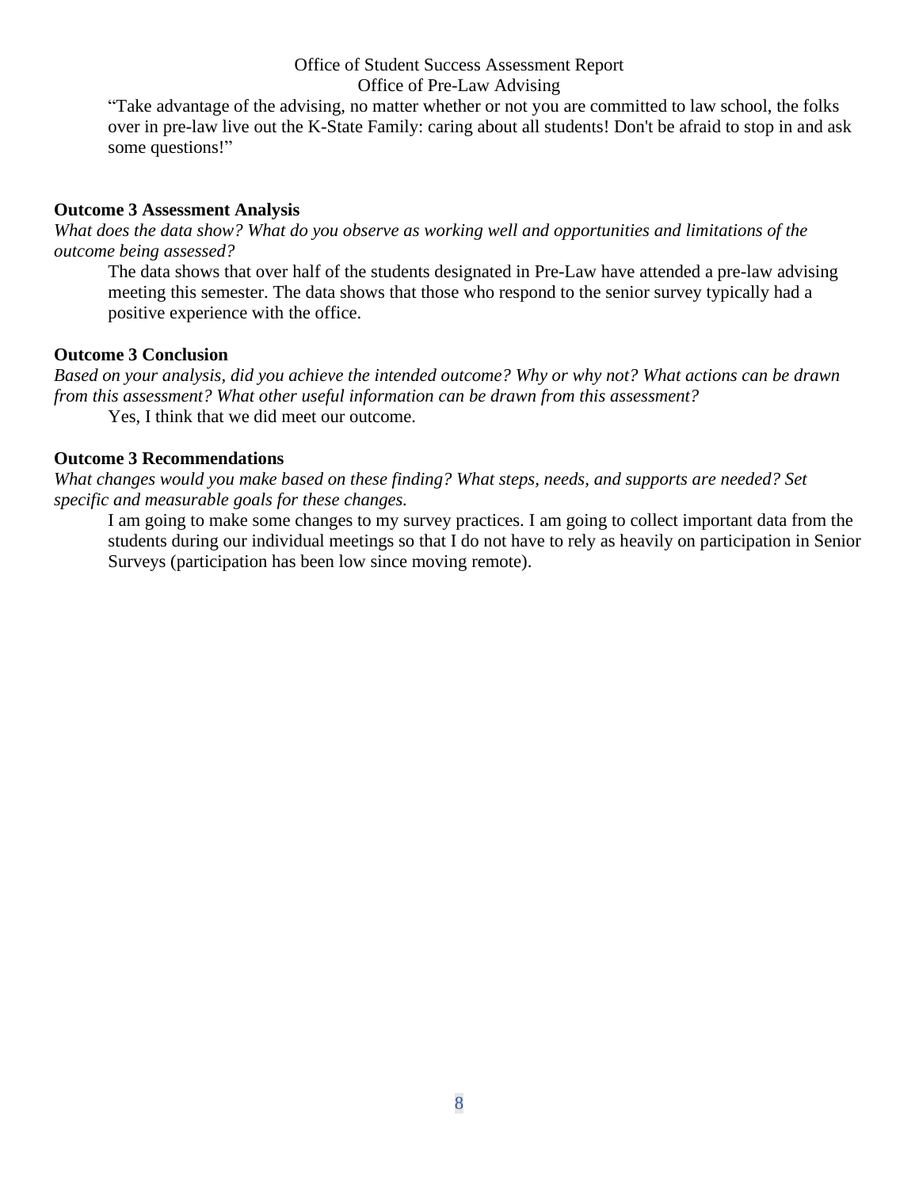"Take advantage of the advising, no matter whether or not you are committed to law school, the folks over in pre-law live out the K-State Family: caring about all students! Don't be afraid to stop in and ask some questions!"

**Outcome 3 Assessment Analysis**

*What does the data show? What do you observe as working well and opportunities and limitations of the outcome being assessed?*

The data shows that over half of the students designated in Pre-Law have attended a pre-law advising meeting this semester. The data shows that those who respond to the senior survey typically had a positive experience with the office.

**Outcome 3 Conclusion**

*Based on your analysis, did you achieve the intended outcome? Why or why not? What actions can be drawn from this assessment? What other useful information can be drawn from this assessment?*

Yes, I think that we did meet our outcome.

**Outcome 3 Recommendations**

*What changes would you make based on these finding? What steps, needs, and supports are needed? Set specific and measurable goals for these changes.*

I am going to make some changes to my survey practices. I am going to collect important data from the students during our individual meetings so that I do not have to rely as heavily on participation in Senior Surveys (participation has been low since moving remote).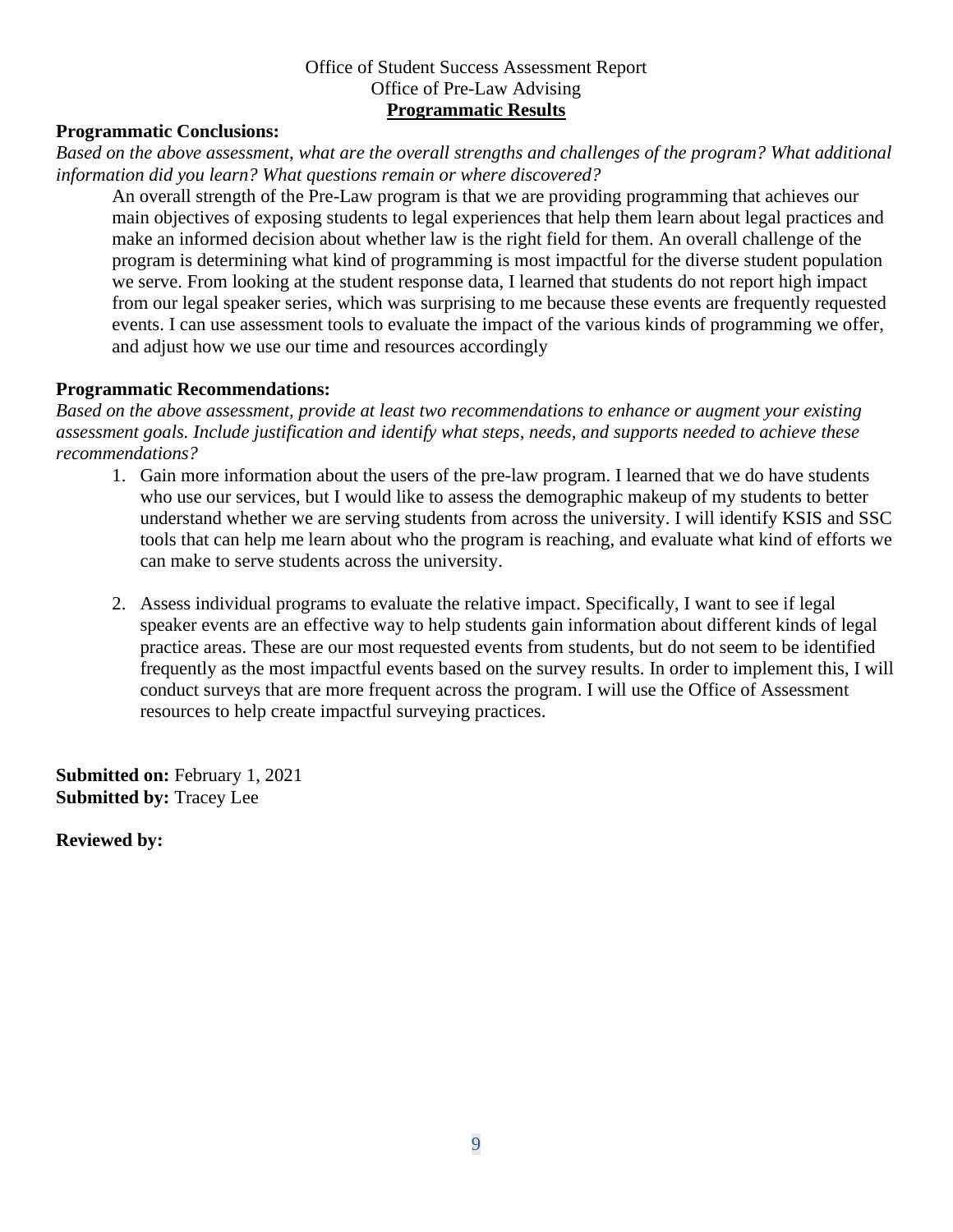Office of Student Success Assessment Report
Office of Pre-Law Advising
**Programmatic Results**

**Programmatic Conclusions:**

*Based on the above assessment, what are the overall strengths and challenges of the program? What additional information did you learn? What questions remain or where discovered?*

An overall strength of the Pre-Law program is that we are providing programming that achieves our main objectives of exposing students to legal experiences that help them learn about legal practices and make an informed decision about whether law is the right field for them. An overall challenge of the program is determining what kind of programming is most impactful for the diverse student population we serve. From looking at the student response data, I learned that students do not report high impact from our legal speaker series, which was surprising to me because these events are frequently requested events. I can use assessment tools to evaluate the impact of the various kinds of programming we offer, and adjust how we use our time and resources accordingly

**Programmatic Recommendations:**

*Based on the above assessment, provide at least two recommendations to enhance or augment your existing assessment goals. Include justification and identify what steps, needs, and supports needed to achieve these recommendations?*

1. Gain more information about the users of the pre-law program. I learned that we do have students who use our services, but I would like to assess the demographic makeup of my students to better understand whether we are serving students from across the university. I will identify KSIS and SSC tools that can help me learn about who the program is reaching, and evaluate what kind of efforts we can make to serve students across the university.

2. Assess individual programs to evaluate the relative impact. Specifically, I want to see if legal speaker events are an effective way to help students gain information about different kinds of legal practice areas. These are our most requested events from students, but do not seem to be identified frequently as the most impactful events based on the survey results. In order to implement this, I will conduct surveys that are more frequent across the program. I will use the Office of Assessment resources to help create impactful surveying practices.

**Submitted on:** February 1, 2021
**Submitted by:** Tracey Lee

**Reviewed by:**